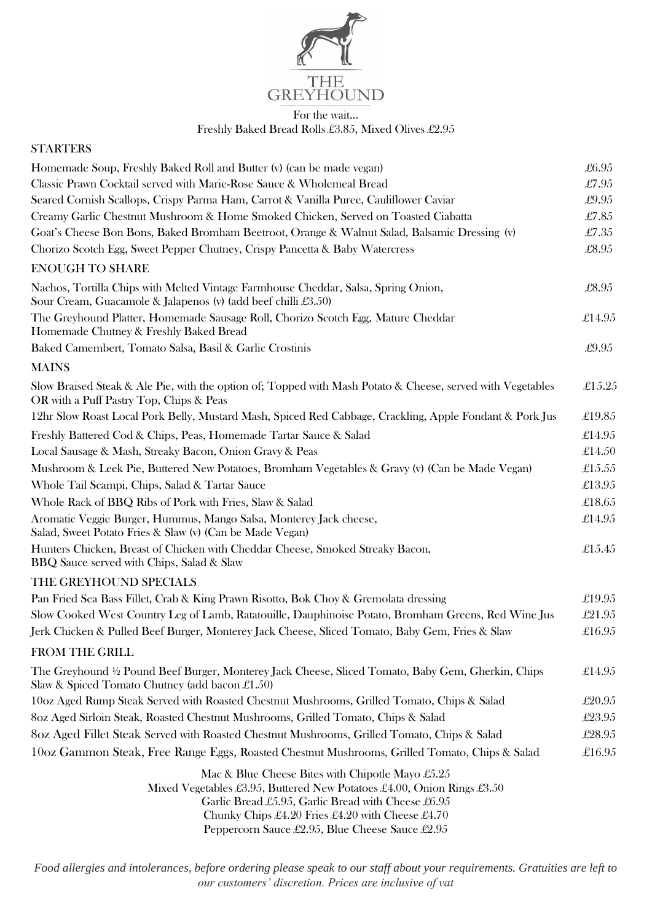# THE GREYHOUND

For the wait…
Freshly Baked Bread Rolls £3.85, Mixed Olives £2.95

## STARTERS

| | |
|---|---|
| Homemade Soup, Freshly Baked Roll and Butter (v) (can be made vegan) | £6.95 |
| Classic Prawn Cocktail served with Marie-Rose Sauce & Wholemeal Bread | £7.95 |
| Seared Cornish Scallops, Crispy Parma Ham, Carrot & Vanilla Puree, Cauliflower Caviar | £9.95 |
| Creamy Garlic Chestnut Mushroom & Home Smoked Chicken, Served on Toasted Ciabatta | £7.85 |
| Goat's Cheese Bon Bons, Baked Bromham Beetroot, Orange & Walnut Salad, Balsamic Dressing (v) | £7.35 |
| Chorizo Scotch Egg, Sweet Pepper Chutney, Crispy Pancetta & Baby Watercress | £8.95 |

## ENOUGH TO SHARE

| | |
|---|---|
| Nachos, Tortilla Chips with Melted Vintage Farmhouse Cheddar, Salsa, Spring Onion, Sour Cream, Guacamole & Jalapenos (v) (add beef chilli £3.50) | £8.95 |
| The Greyhound Platter, Homemade Sausage Roll, Chorizo Scotch Egg, Mature Cheddar Homemade Chutney & Freshly Baked Bread | £14.95 |
| Baked Camembert, Tomato Salsa, Basil & Garlic Crostinis | £9.95 |

## MAINS

| | |
|---|---|
| Slow Braised Steak & Ale Pie, with the option of; Topped with Mash Potato & Cheese, served with Vegetables OR with a Puff Pastry Top, Chips & Peas | £15.25 |
| 12hr Slow Roast Local Pork Belly, Mustard Mash, Spiced Red Cabbage, Crackling, Apple Fondant & Pork Jus | £19.85 |
| Freshly Battered Cod & Chips, Peas, Homemade Tartar Sauce & Salad | £14.95 |
| Local Sausage & Mash, Streaky Bacon, Onion Gravy & Peas | £14.50 |
| Mushroom & Leek Pie, Buttered New Potatoes, Bromham Vegetables & Gravy (v) (Can be Made Vegan) | £15.55 |
| Whole Tail Scampi, Chips, Salad & Tartar Sauce | £13.95 |
| Whole Rack of BBQ Ribs of Pork with Fries, Slaw & Salad | £18.65 |
| Aromatic Veggie Burger, Hummus, Mango Salsa, Monterey Jack cheese, Salad, Sweet Potato Fries & Slaw (v) (Can be Made Vegan) | £14.95 |
| Hunters Chicken, Breast of Chicken with Cheddar Cheese, Smoked Streaky Bacon, BBQ Sauce served with Chips, Salad & Slaw | £15.45 |

## THE GREYHOUND SPECIALS

| | |
|---|---|
| Pan Fried Sea Bass Fillet, Crab & King Prawn Risotto, Bok Choy & Gremolata dressing | £19.95 |
| Slow Cooked West Country Leg of Lamb, Ratatouille, Dauphinoise Potato, Bromham Greens, Red Wine Jus | £21.95 |
| Jerk Chicken & Pulled Beef Burger, Monterey Jack Cheese, Sliced Tomato, Baby Gem, Fries & Slaw | £16.95 |

## FROM THE GRILL

| | |
|---|---|
| The Greyhound ½ Pound Beef Burger, Monterey Jack Cheese, Sliced Tomato, Baby Gem, Gherkin, Chips Slaw & Spiced Tomato Chutney (add bacon £1.50) | £14.95 |
| 10oz Aged Rump Steak Served with Roasted Chestnut Mushrooms, Grilled Tomato, Chips & Salad | £20.95 |
| 8oz Aged Sirloin Steak, Roasted Chestnut Mushrooms, Grilled Tomato, Chips & Salad | £23.95 |
| 8oz Aged Fillet Steak Served with Roasted Chestnut Mushrooms, Grilled Tomato, Chips & Salad | £28.95 |
| 10oz Gammon Steak, Free Range Eggs, Roasted Chestnut Mushrooms, Grilled Tomato, Chips & Salad | £16.95 |

Mac & Blue Cheese Bites with Chipotle Mayo £5.25
Mixed Vegetables £3.95, Buttered New Potatoes £4.00, Onion Rings £3.50
Garlic Bread £5.95, Garlic Bread with Cheese £6.95
Chunky Chips £4.20 Fries £4.20 with Cheese £4.70
Peppercorn Sauce £2.95, Blue Cheese Sauce £2.95

*Food allergies and intolerances, before ordering please speak to our staff about your requirements. Gratuities are left to our customers' discretion. Prices are inclusive of vat*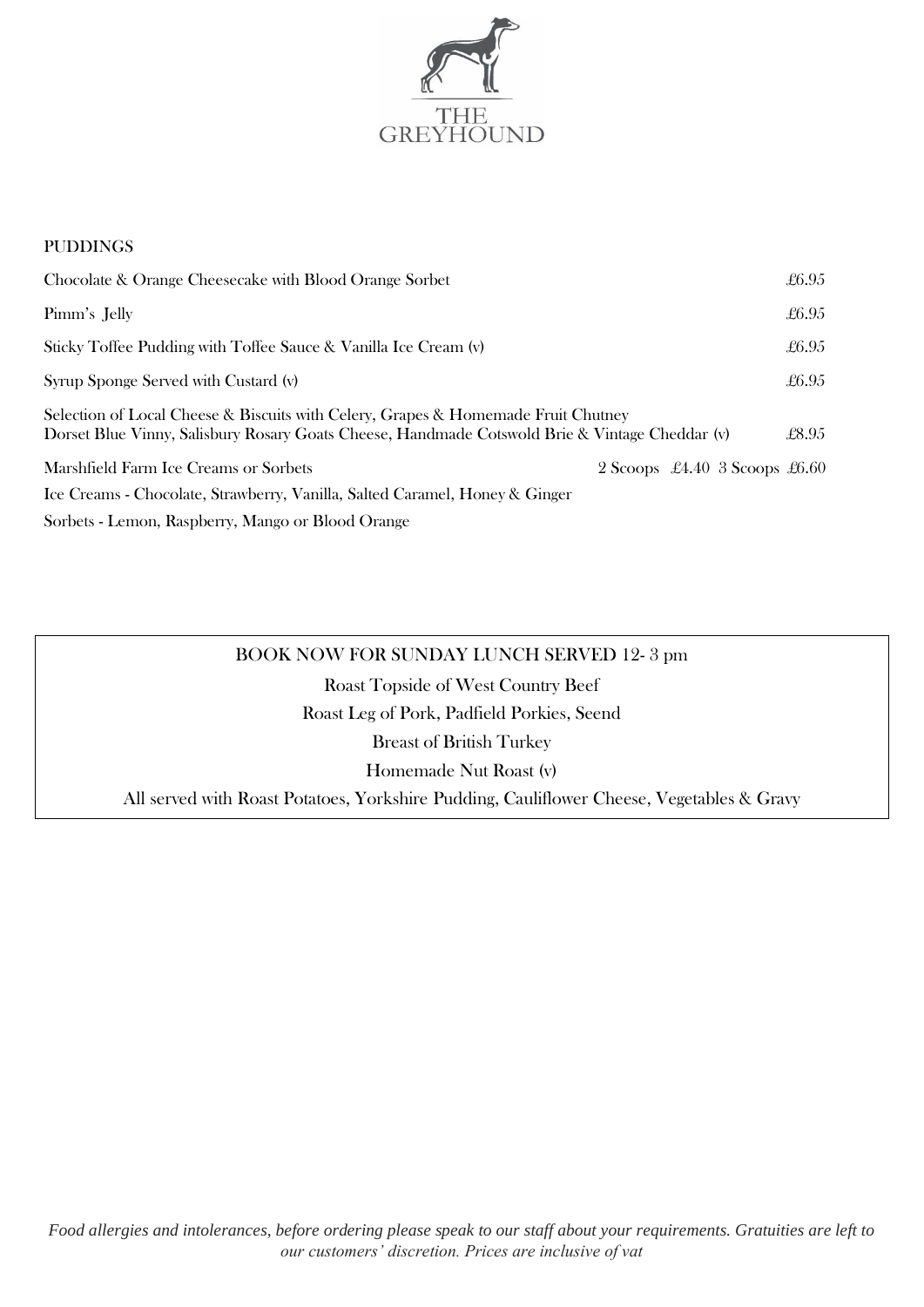THE GREYHOUND

## PUDDINGS

| | |
|---|---|
| Chocolate & Orange Cheesecake with Blood Orange Sorbet | £6.95 |
| Pimm's Jelly | £6.95 |
| Sticky Toffee Pudding with Toffee Sauce & Vanilla Ice Cream (v) | £6.95 |
| Syrup Sponge Served with Custard (v) | £6.95 |
| Selection of Local Cheese & Biscuits with Celery, Grapes & Homemade Fruit Chutney<br>Dorset Blue Vinny, Salisbury Rosary Goats Cheese, Handmade Cotswold Brie & Vintage Cheddar (v) | £8.95 |
| Marshfield Farm Ice Creams or Sorbets | 2 Scoops £4.40 3 Scoops £6.60 |

Ice Creams - Chocolate, Strawberry, Vanilla, Salted Caramel, Honey & Ginger

Sorbets - Lemon, Raspberry, Mango or Blood Orange

BOOK NOW FOR SUNDAY LUNCH SERVED 12- 3 pm

Roast Topside of West Country Beef

Roast Leg of Pork, Padfield Porkies, Seend

Breast of British Turkey

Homemade Nut Roast (v)

All served with Roast Potatoes, Yorkshire Pudding, Cauliflower Cheese, Vegetables & Gravy

*Food allergies and intolerances, before ordering please speak to our staff about your requirements. Gratuities are left to our customers' discretion. Prices are inclusive of vat*